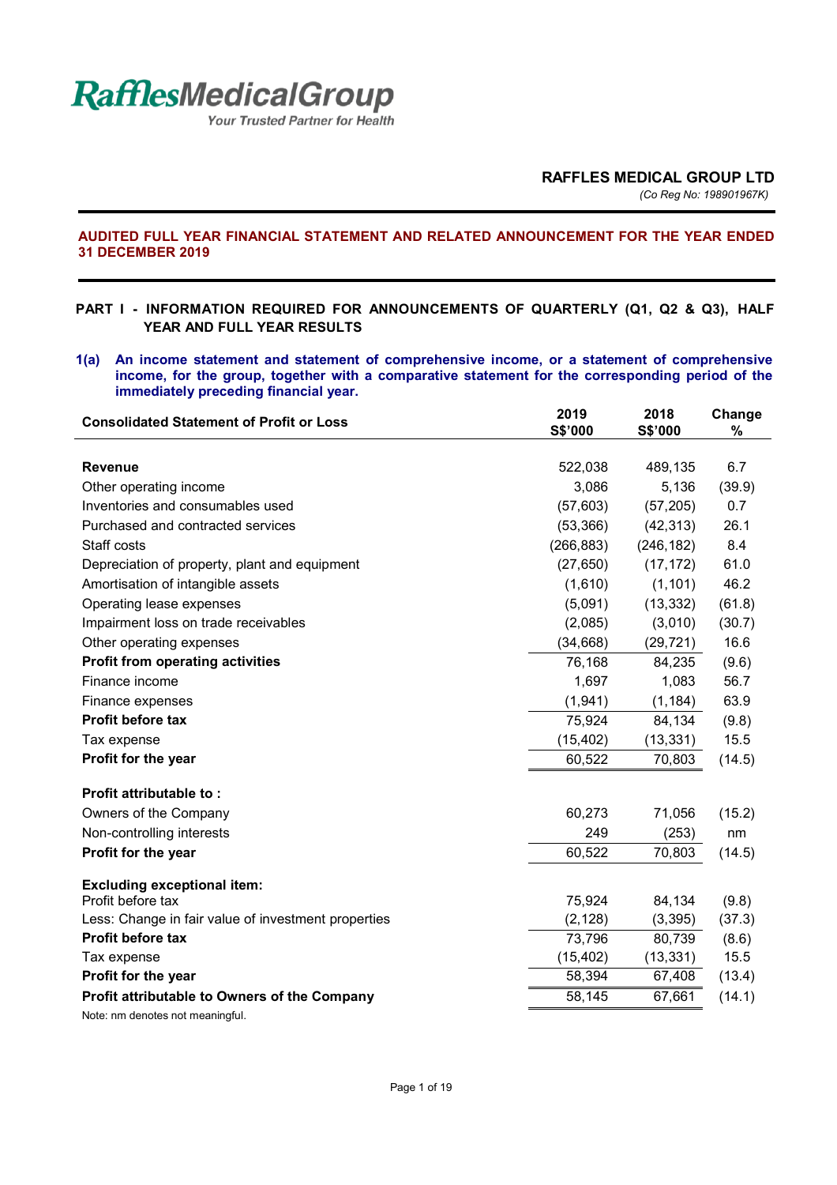RafflesMedicalGroup

*Your Trusted Partner for Health*

**RAFFLES MEDICAL GROUP LTD**

*(Co Reg No: 198901967K)*

## AUDITED FULL YEAR FINANCIAL STATEMENT AND RELATED ANNOUNCEMENT FOR THE YEAR ENDED 31 DECEMBER 2019

### PART I - INFORMATION REQUIRED FOR ANNOUNCEMENTS OF QUARTERLY (Q1, Q2 & Q3), HALF YEAR AND FULL YEAR RESULTS

**1(a) An income statement and statement of comprehensive income, or a statement of comprehensive income, for the group, together with a comparative statement for the corresponding period of the immediately preceding financial year.**

| Consolidated Statement of Profit or Loss | 2019 S$'000 | 2018 S$'000 | Change % |
|---|---|---|---|
| **Revenue** | 522,038 | 489,135 | 6.7 |
| Other operating income | 3,086 | 5,136 | (39.9) |
| Inventories and consumables used | (57,603) | (57,205) | 0.7 |
| Purchased and contracted services | (53,366) | (42,313) | 26.1 |
| Staff costs | (266,883) | (246,182) | 8.4 |
| Depreciation of property, plant and equipment | (27,650) | (17,172) | 61.0 |
| Amortisation of intangible assets | (1,610) | (1,101) | 46.2 |
| Operating lease expenses | (5,091) | (13,332) | (61.8) |
| Impairment loss on trade receivables | (2,085) | (3,010) | (30.7) |
| Other operating expenses | (34,668) | (29,721) | 16.6 |
| **Profit from operating activities** | 76,168 | 84,235 | (9.6) |
| Finance income | 1,697 | 1,083 | 56.7 |
| Finance expenses | (1,941) | (1,184) | 63.9 |
| **Profit before tax** | 75,924 | 84,134 | (9.8) |
| Tax expense | (15,402) | (13,331) | 15.5 |
| **Profit for the year** | 60,522 | 70,803 | (14.5) |
| | | | |
| **Profit attributable to :** | | | |
| Owners of the Company | 60,273 | 71,056 | (15.2) |
| Non-controlling interests | 249 | (253) | nm |
| **Profit for the year** | 60,522 | 70,803 | (14.5) |
| | | | |
| **Excluding exceptional item:** | | | |
| Profit before tax | 75,924 | 84,134 | (9.8) |
| Less: Change in fair value of investment properties | (2,128) | (3,395) | (37.3) |
| **Profit before tax** | 73,796 | 80,739 | (8.6) |
| Tax expense | (15,402) | (13,331) | 15.5 |
| **Profit for the year** | 58,394 | 67,408 | (13.4) |
| **Profit attributable to Owners of the Company** | 58,145 | 67,661 | (14.1) |

Note: nm denotes not meaningful.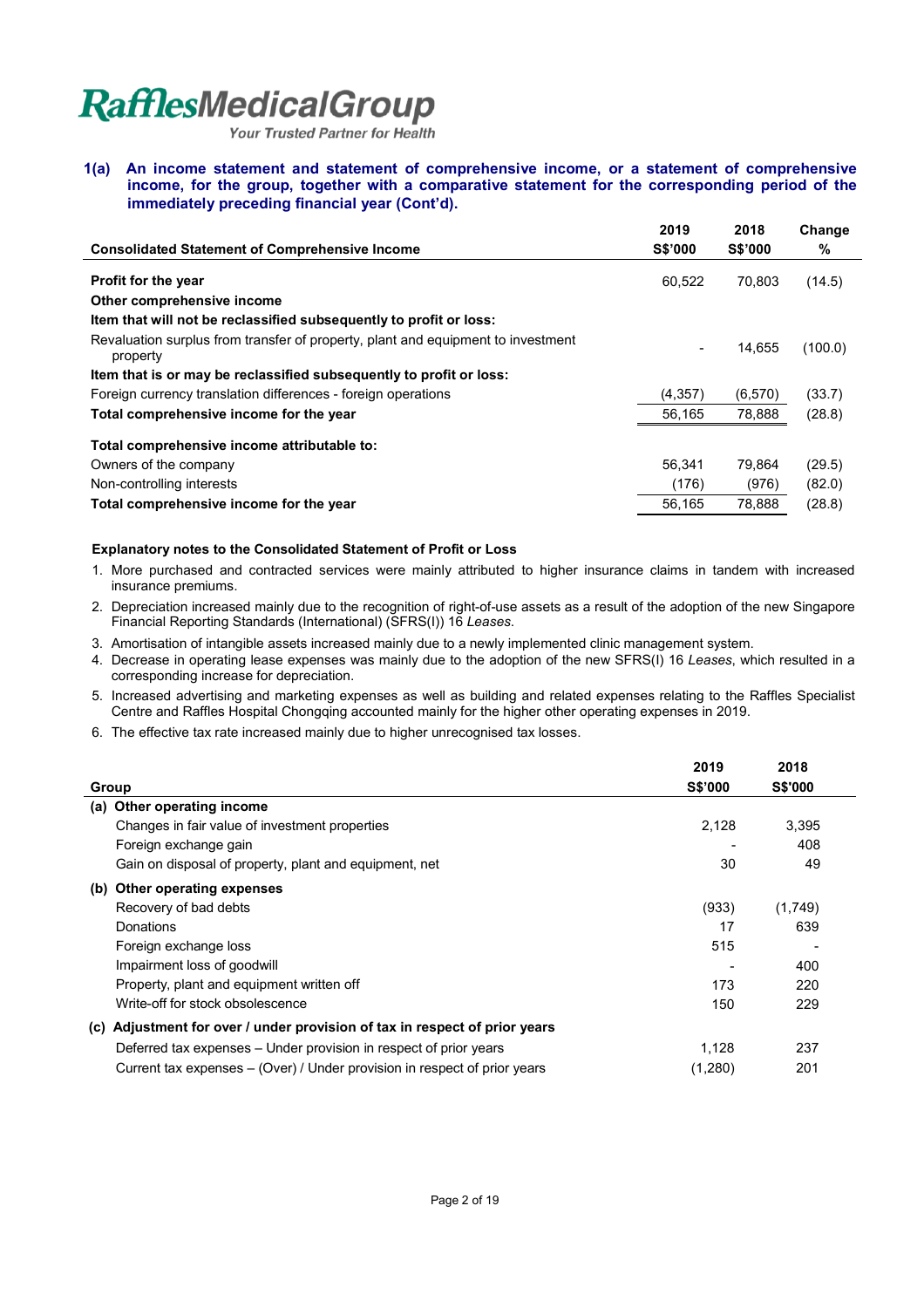**1(a) An income statement and statement of comprehensive income, or a statement of comprehensive income, for the group, together with a comparative statement for the corresponding period of the immediately preceding financial year (Cont'd).**

| Consolidated Statement of Comprehensive Income | 2019 S$'000 | 2018 S$'000 | Change % |
|---|---|---|---|
| **Profit for the year** | 60,522 | 70,803 | (14.5) |
| **Other comprehensive income** | | | |
| **Item that will not be reclassified subsequently to profit or loss:** | | | |
| Revaluation surplus from transfer of property, plant and equipment to investment property | - | 14,655 | (100.0) |
| **Item that is or may be reclassified subsequently to profit or loss:** | | | |
| Foreign currency translation differences - foreign operations | (4,357) | (6,570) | (33.7) |
| **Total comprehensive income for the year** | 56,165 | 78,888 | (28.8) |
| **Total comprehensive income attributable to:** | | | |
| Owners of the company | 56,341 | 79,864 | (29.5) |
| Non-controlling interests | (176) | (976) | (82.0) |
| **Total comprehensive income for the year** | 56,165 | 78,888 | (28.8) |

**Explanatory notes to the Consolidated Statement of Profit or Loss**

1. More purchased and contracted services were mainly attributed to higher insurance claims in tandem with increased insurance premiums.
2. Depreciation increased mainly due to the recognition of right-of-use assets as a result of the adoption of the new Singapore Financial Reporting Standards (International) (SFRS(I)) 16 *Leases.*
3. Amortisation of intangible assets increased mainly due to a newly implemented clinic management system.
4. Decrease in operating lease expenses was mainly due to the adoption of the new SFRS(I) 16 *Leases*, which resulted in a corresponding increase for depreciation.
5. Increased advertising and marketing expenses as well as building and related expenses relating to the Raffles Specialist Centre and Raffles Hospital Chongqing accounted mainly for the higher other operating expenses in 2019.
6. The effective tax rate increased mainly due to higher unrecognised tax losses.

| Group | 2019 S$'000 | 2018 S$'000 |
|---|---|---|
| **(a) Other operating income** | | |
| Changes in fair value of investment properties | 2,128 | 3,395 |
| Foreign exchange gain | - | 408 |
| Gain on disposal of property, plant and equipment, net | 30 | 49 |
| **(b) Other operating expenses** | | |
| Recovery of bad debts | (933) | (1,749) |
| Donations | 17 | 639 |
| Foreign exchange loss | 515 | - |
| Impairment loss of goodwill | - | 400 |
| Property, plant and equipment written off | 173 | 220 |
| Write-off for stock obsolescence | 150 | 229 |
| **(c) Adjustment for over / under provision of tax in respect of prior years** | | |
| Deferred tax expenses – Under provision in respect of prior years | 1,128 | 237 |
| Current tax expenses – (Over) / Under provision in respect of prior years | (1,280) | 201 |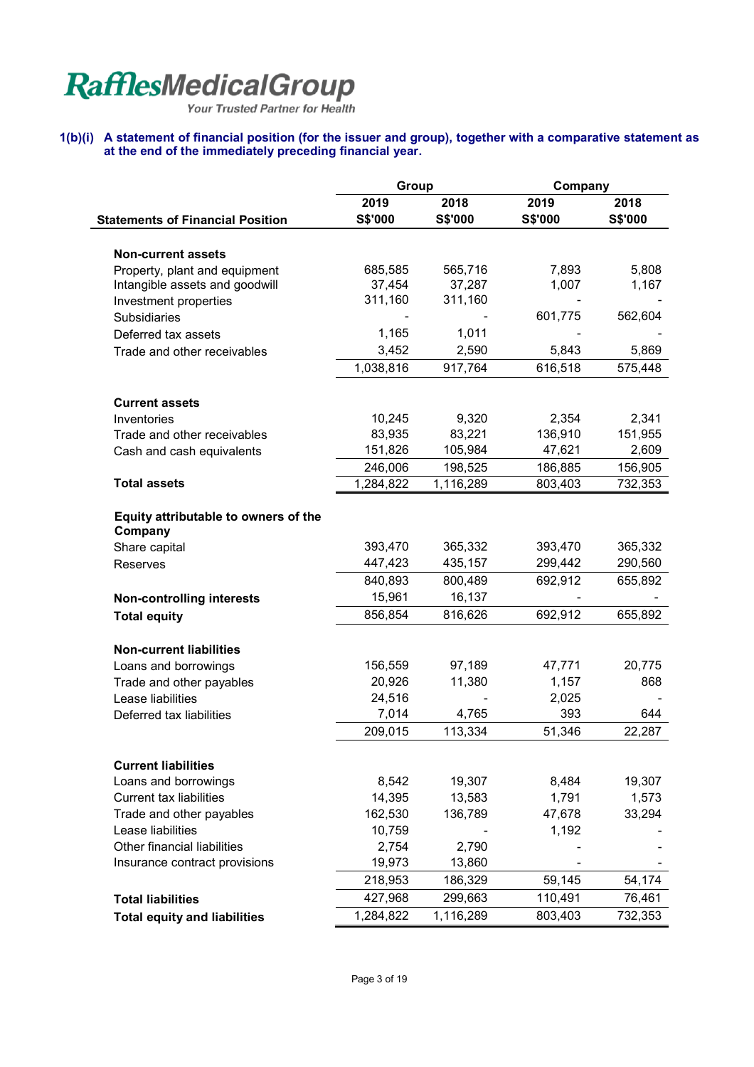**RafflesMedicalGroup**
*Your Trusted Partner for Health*

### 1(b)(i) A statement of financial position (for the issuer and group), together with a comparative statement as at the end of the immediately preceding financial year.

| Statements of Financial Position | Group 2019 S$'000 | Group 2018 S$'000 | Company 2019 S$'000 | Company 2018 S$'000 |
|---|---|---|---|---|
| **Non-current assets** | | | | |
| Property, plant and equipment | 685,585 | 565,716 | 7,893 | 5,808 |
| Intangible assets and goodwill | 37,454 | 37,287 | 1,007 | 1,167 |
| Investment properties | 311,160 | 311,160 | - | - |
| Subsidiaries | - | - | 601,775 | 562,604 |
| Deferred tax assets | 1,165 | 1,011 | - | - |
| Trade and other receivables | 3,452 | 2,590 | 5,843 | 5,869 |
| | 1,038,816 | 917,764 | 616,518 | 575,448 |
| **Current assets** | | | | |
| Inventories | 10,245 | 9,320 | 2,354 | 2,341 |
| Trade and other receivables | 83,935 | 83,221 | 136,910 | 151,955 |
| Cash and cash equivalents | 151,826 | 105,984 | 47,621 | 2,609 |
| | 246,006 | 198,525 | 186,885 | 156,905 |
| **Total assets** | 1,284,822 | 1,116,289 | 803,403 | 732,353 |
| **Equity attributable to owners of the Company** | | | | |
| Share capital | 393,470 | 365,332 | 393,470 | 365,332 |
| Reserves | 447,423 | 435,157 | 299,442 | 290,560 |
| | 840,893 | 800,489 | 692,912 | 655,892 |
| **Non-controlling interests** | 15,961 | 16,137 | - | - |
| **Total equity** | 856,854 | 816,626 | 692,912 | 655,892 |
| **Non-current liabilities** | | | | |
| Loans and borrowings | 156,559 | 97,189 | 47,771 | 20,775 |
| Trade and other payables | 20,926 | 11,380 | 1,157 | 868 |
| Lease liabilities | 24,516 | - | 2,025 | - |
| Deferred tax liabilities | 7,014 | 4,765 | 393 | 644 |
| | 209,015 | 113,334 | 51,346 | 22,287 |
| **Current liabilities** | | | | |
| Loans and borrowings | 8,542 | 19,307 | 8,484 | 19,307 |
| Current tax liabilities | 14,395 | 13,583 | 1,791 | 1,573 |
| Trade and other payables | 162,530 | 136,789 | 47,678 | 33,294 |
| Lease liabilities | 10,759 | - | 1,192 | - |
| Other financial liabilities | 2,754 | 2,790 | - | - |
| Insurance contract provisions | 19,973 | 13,860 | - | - |
| | 218,953 | 186,329 | 59,145 | 54,174 |
| **Total liabilities** | 427,968 | 299,663 | 110,491 | 76,461 |
| **Total equity and liabilities** | 1,284,822 | 1,116,289 | 803,403 | 732,353 |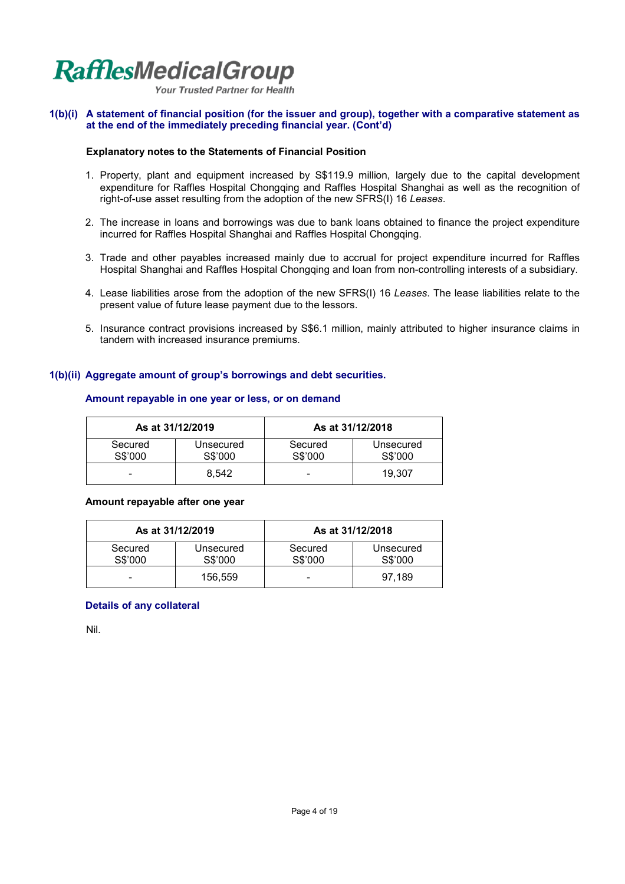**1(b)(i) A statement of financial position (for the issuer and group), together with a comparative statement as at the end of the immediately preceding financial year. (Cont'd)**

**Explanatory notes to the Statements of Financial Position**

1. Property, plant and equipment increased by S$119.9 million, largely due to the capital development expenditure for Raffles Hospital Chongqing and Raffles Hospital Shanghai as well as the recognition of right-of-use asset resulting from the adoption of the new SFRS(I) 16 *Leases*.

2. The increase in loans and borrowings was due to bank loans obtained to finance the project expenditure incurred for Raffles Hospital Shanghai and Raffles Hospital Chongqing.

3. Trade and other payables increased mainly due to accrual for project expenditure incurred for Raffles Hospital Shanghai and Raffles Hospital Chongqing and loan from non-controlling interests of a subsidiary.

4. Lease liabilities arose from the adoption of the new SFRS(I) 16 *Leases*. The lease liabilities relate to the present value of future lease payment due to the lessors.

5. Insurance contract provisions increased by S$6.1 million, mainly attributed to higher insurance claims in tandem with increased insurance premiums.

**1(b)(ii) Aggregate amount of group's borrowings and debt securities.**

**Amount repayable in one year or less, or on demand**

| As at 31/12/2019 | | As at 31/12/2018 | |
|---|---|---|---|
| Secured S$'000 | Unsecured S$'000 | Secured S$'000 | Unsecured S$'000 |
| - | 8,542 | - | 19,307 |

**Amount repayable after one year**

| As at 31/12/2019 | | As at 31/12/2018 | |
|---|---|---|---|
| Secured S$'000 | Unsecured S$'000 | Secured S$'000 | Unsecured S$'000 |
| - | 156,559 | - | 97,189 |

**Details of any collateral**

Nil.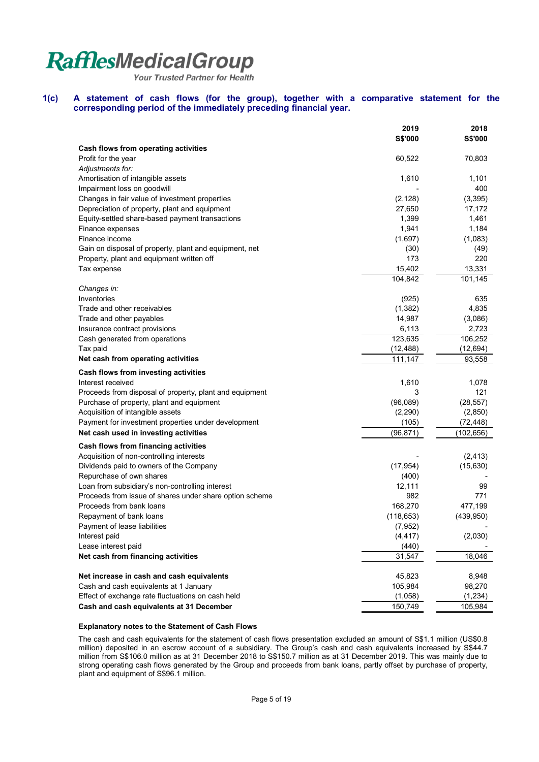**RafflesMedicalGroup**
*Your Trusted Partner for Health*

### 1(c) A statement of cash flows (for the group), together with a comparative statement for the corresponding period of the immediately preceding financial year.

| | 2019 S$'000 | 2018 S$'000 |
|---|---|---|
| **Cash flows from operating activities** | | |
| Profit for the year | 60,522 | 70,803 |
| *Adjustments for:* | | |
| Amortisation of intangible assets | 1,610 | 1,101 |
| Impairment loss on goodwill | - | 400 |
| Changes in fair value of investment properties | (2,128) | (3,395) |
| Depreciation of property, plant and equipment | 27,650 | 17,172 |
| Equity-settled share-based payment transactions | 1,399 | 1,461 |
| Finance expenses | 1,941 | 1,184 |
| Finance income | (1,697) | (1,083) |
| Gain on disposal of property, plant and equipment, net | (30) | (49) |
| Property, plant and equipment written off | 173 | 220 |
| Tax expense | 15,402 | 13,331 |
| | 104,842 | 101,145 |
| *Changes in:* | | |
| Inventories | (925) | 635 |
| Trade and other receivables | (1,382) | 4,835 |
| Trade and other payables | 14,987 | (3,086) |
| Insurance contract provisions | 6,113 | 2,723 |
| Cash generated from operations | 123,635 | 106,252 |
| Tax paid | (12,488) | (12,694) |
| **Net cash from operating activities** | 111,147 | 93,558 |
| **Cash flows from investing activities** | | |
| Interest received | 1,610 | 1,078 |
| Proceeds from disposal of property, plant and equipment | 3 | 121 |
| Purchase of property, plant and equipment | (96,089) | (28,557) |
| Acquisition of intangible assets | (2,290) | (2,850) |
| Payment for investment properties under development | (105) | (72,448) |
| **Net cash used in investing activities** | (96,871) | (102,656) |
| **Cash flows from financing activities** | | |
| Acquisition of non-controlling interests | - | (2,413) |
| Dividends paid to owners of the Company | (17,954) | (15,630) |
| Repurchase of own shares | (400) | - |
| Loan from subsidiary's non-controlling interest | 12,111 | 99 |
| Proceeds from issue of shares under share option scheme | 982 | 771 |
| Proceeds from bank loans | 168,270 | 477,199 |
| Repayment of bank loans | (118,653) | (439,950) |
| Payment of lease liabilities | (7,952) | - |
| Interest paid | (4,417) | (2,030) |
| Lease interest paid | (440) | - |
| **Net cash from financing activities** | 31,547 | 18,046 |
| | | |
| **Net increase in cash and cash equivalents** | 45,823 | 8,948 |
| Cash and cash equivalents at 1 January | 105,984 | 98,270 |
| Effect of exchange rate fluctuations on cash held | (1,058) | (1,234) |
| **Cash and cash equivalents at 31 December** | 150,749 | 105,984 |

**Explanatory notes to the Statement of Cash Flows**

The cash and cash equivalents for the statement of cash flows presentation excluded an amount of S$1.1 million (US$0.8 million) deposited in an escrow account of a subsidiary. The Group's cash and cash equivalents increased by S$44.7 million from S$106.0 million as at 31 December 2018 to S$150.7 million as at 31 December 2019. This was mainly due to strong operating cash flows generated by the Group and proceeds from bank loans, partly offset by purchase of property, plant and equipment of S$96.1 million.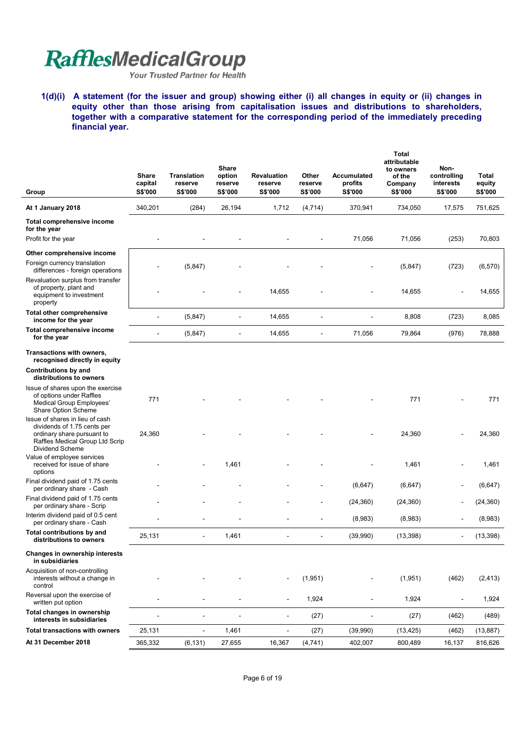**RafflesMedicalGroup**
*Your Trusted Partner for Health*

### 1(d)(i) A statement (for the issuer and group) showing either (i) all changes in equity or (ii) changes in equity other than those arising from capitalisation issues and distributions to shareholders, together with a comparative statement for the corresponding period of the immediately preceding financial year.

| Group | Share capital S$'000 | Translation reserve S$'000 | Share option reserve S$'000 | Revaluation reserve S$'000 | Other reserve S$'000 | Accumulated profits S$'000 | Total attributable to owners of the Company S$'000 | Non-controlling interests S$'000 | Total equity S$'000 |
|---|---|---|---|---|---|---|---|---|---|
| **At 1 January 2018** | 340,201 | (284) | 26,194 | 1,712 | (4,714) | 370,941 | 734,050 | 17,575 | 751,625 |
| **Total comprehensive income for the year** | | | | | | | | | |
| Profit for the year | - | - | - | - | - | 71,056 | 71,056 | (253) | 70,803 |
| **Other comprehensive income** | | | | | | | | | |
| Foreign currency translation differences - foreign operations | - | (5,847) | - | - | - | - | (5,847) | (723) | (6,570) |
| Revaluation surplus from transfer of property, plant and equipment to investment property | - | - | - | 14,655 | - | - | 14,655 | - | 14,655 |
| **Total other comprehensive income for the year** | - | (5,847) | - | 14,655 | - | - | 8,808 | (723) | 8,085 |
| **Total comprehensive income for the year** | - | (5,847) | - | 14,655 | - | 71,056 | 79,864 | (976) | 78,888 |
| **Transactions with owners, recognised directly in equity** | | | | | | | | | |
| **Contributions by and distributions to owners** | | | | | | | | | |
| Issue of shares upon the exercise of options under Raffles Medical Group Employees' Share Option Scheme | 771 | - | - | - | - | - | 771 | - | 771 |
| Issue of shares in lieu of cash dividends of 1.75 cents per ordinary share pursuant to Raffles Medical Group Ltd Scrip Dividend Scheme | 24,360 | - | - | - | - | - | 24,360 | - | 24,360 |
| Value of employee services received for issue of share options | - | - | 1,461 | - | - | - | 1,461 | - | 1,461 |
| Final dividend paid of 1.75 cents per ordinary share - Cash | - | - | - | - | - | (6,647) | (6,647) | - | (6,647) |
| Final dividend paid of 1.75 cents per ordinary share - Scrip | - | - | - | - | - | (24,360) | (24,360) | - | (24,360) |
| Interim dividend paid of 0.5 cent per ordinary share - Cash | - | - | - | - | - | (8,983) | (8,983) | - | (8,983) |
| **Total contributions by and distributions to owners** | 25,131 | - | 1,461 | - | - | (39,990) | (13,398) | - | (13,398) |
| **Changes in ownership interests in subsidiaries** | | | | | | | | | |
| Acquisition of non-controlling interests without a change in control | - | - | - | - | (1,951) | - | (1,951) | (462) | (2,413) |
| Reversal upon the exercise of written put option | - | - | - | - | 1,924 | - | 1,924 | - | 1,924 |
| **Total changes in ownership interests in subsidiaries** | - | - | - | - | (27) | - | (27) | (462) | (489) |
| **Total transactions with owners** | 25,131 | - | 1,461 | - | (27) | (39,990) | (13,425) | (462) | (13,887) |
| **At 31 December 2018** | 365,332 | (6,131) | 27,655 | 16,367 | (4,741) | 402,007 | 800,489 | 16,137 | 816,626 |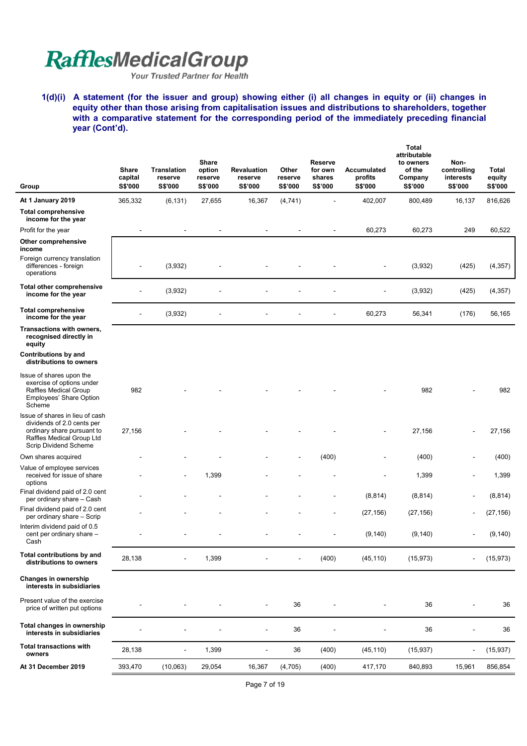**1(d)(i) A statement (for the issuer and group) showing either (i) all changes in equity or (ii) changes in equity other than those arising from capitalisation issues and distributions to shareholders, together with a comparative statement for the corresponding period of the immediately preceding financial year (Cont'd).**

| Group | Share capital S$'000 | Translation reserve S$'000 | Share option reserve S$'000 | Revaluation reserve S$'000 | Other reserve S$'000 | Reserve for own shares S$'000 | Accumulated profits S$'000 | Total attributable to owners of the Company S$'000 | Non-controlling interests S$'000 | Total equity S$'000 |
|---|---|---|---|---|---|---|---|---|---|---|
| **At 1 January 2019** | 365,332 | (6,131) | 27,655 | 16,367 | (4,741) | - | 402,007 | 800,489 | 16,137 | 816,626 |
| **Total comprehensive income for the year** | | | | | | | | | | |
| Profit for the year | - | - | - | - | - | - | 60,273 | 60,273 | 249 | 60,522 |
| **Other comprehensive income** | | | | | | | | | | |
| Foreign currency translation differences - foreign operations | - | (3,932) | - | - | - | - | - | (3,932) | (425) | (4,357) |
| **Total other comprehensive income for the year** | - | (3,932) | - | - | - | - | - | (3,932) | (425) | (4,357) |
| **Total comprehensive income for the year** | - | (3,932) | - | - | - | - | 60,273 | 56,341 | (176) | 56,165 |
| **Transactions with owners, recognised directly in equity** | | | | | | | | | | |
| **Contributions by and distributions to owners** | | | | | | | | | | |
| Issue of shares upon the exercise of options under Raffles Medical Group Employees' Share Option Scheme | 982 | - | - | - | - | - | - | 982 | - | 982 |
| Issue of shares in lieu of cash dividends of 2.0 cents per ordinary share pursuant to Raffles Medical Group Ltd Scrip Dividend Scheme | 27,156 | - | - | - | - | - | - | 27,156 | - | 27,156 |
| Own shares acquired | - | - | - | - | - | (400) | - | (400) | - | (400) |
| Value of employee services received for issue of share options | - | - | 1,399 | - | - | - | - | 1,399 | - | 1,399 |
| Final dividend paid of 2.0 cent per ordinary share – Cash | - | - | - | - | - | - | (8,814) | (8,814) | - | (8,814) |
| Final dividend paid of 2.0 cent per ordinary share – Scrip | - | - | - | - | - | - | (27,156) | (27,156) | - | (27,156) |
| Interim dividend paid of 0.5 cent per ordinary share – Cash | - | - | - | - | - | - | (9,140) | (9,140) | - | (9,140) |
| **Total contributions by and distributions to owners** | 28,138 | - | 1,399 | - | - | (400) | (45,110) | (15,973) | - | (15,973) |
| **Changes in ownership interests in subsidiaries** | | | | | | | | | | |
| Present value of the exercise price of written put options | - | - | - | - | 36 | - | - | 36 | - | 36 |
| **Total changes in ownership interests in subsidiaries** | - | - | - | - | 36 | - | - | 36 | - | 36 |
| **Total transactions with owners** | 28,138 | - | 1,399 | - | 36 | (400) | (45,110) | (15,937) | - | (15,937) |
| **At 31 December 2019** | 393,470 | (10,063) | 29,054 | 16,367 | (4,705) | (400) | 417,170 | 840,893 | 15,961 | 856,854 |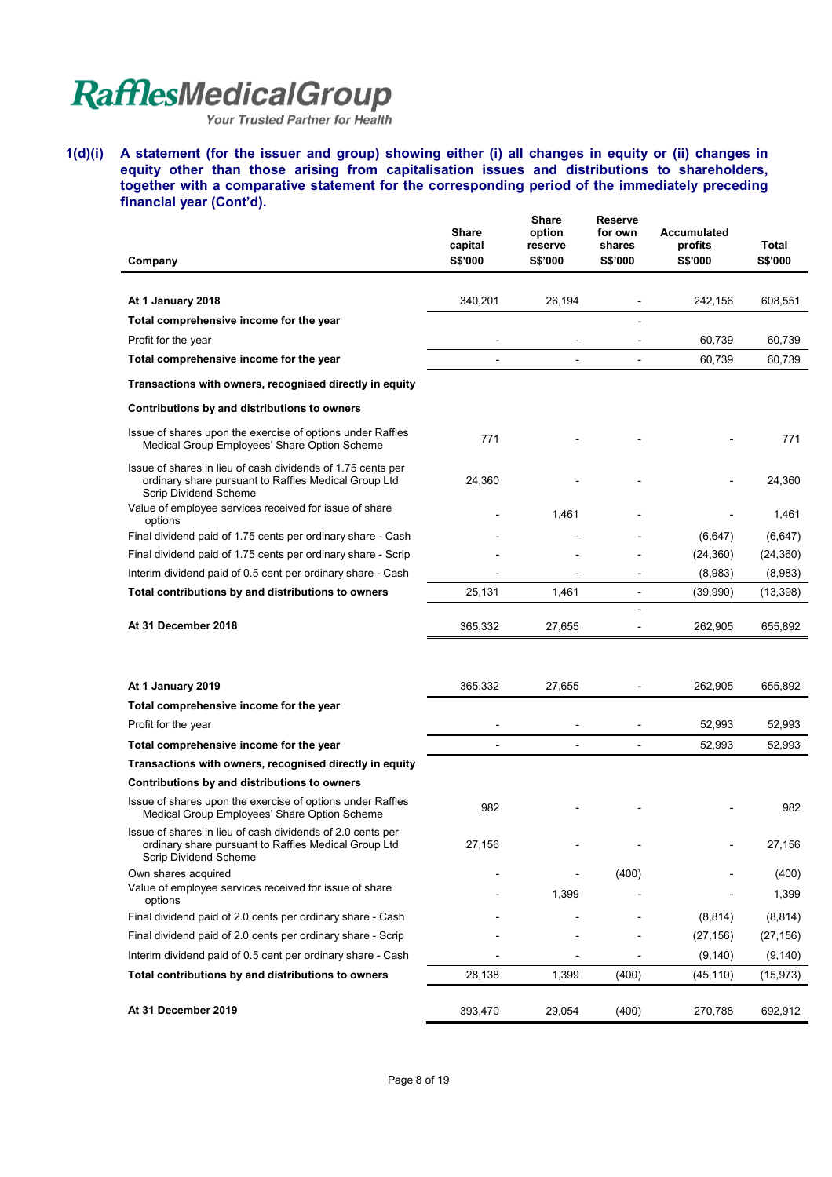**1(d)(i) A statement (for the issuer and group) showing either (i) all changes in equity or (ii) changes in equity other than those arising from capitalisation issues and distributions to shareholders, together with a comparative statement for the corresponding period of the immediately preceding financial year (Cont'd).**

| Company | Share capital S$'000 | Share option reserve S$'000 | Reserve for own shares S$'000 | Accumulated profits S$'000 | Total S$'000 |
|---|---|---|---|---|---|
| **At 1 January 2018** | 340,201 | 26,194 | - | 242,156 | 608,551 |
| **Total comprehensive income for the year** | | | - | | |
| Profit for the year | - | - | - | 60,739 | 60,739 |
| **Total comprehensive income for the year** | - | - | - | 60,739 | 60,739 |
| **Transactions with owners, recognised directly in equity** | | | | | |
| **Contributions by and distributions to owners** | | | | | |
| Issue of shares upon the exercise of options under Raffles Medical Group Employees' Share Option Scheme | 771 | - | - | - | 771 |
| Issue of shares in lieu of cash dividends of 1.75 cents per ordinary share pursuant to Raffles Medical Group Ltd Scrip Dividend Scheme | 24,360 | - | - | - | 24,360 |
| Value of employee services received for issue of share options | - | 1,461 | - | - | 1,461 |
| Final dividend paid of 1.75 cents per ordinary share - Cash | - | - | - | (6,647) | (6,647) |
| Final dividend paid of 1.75 cents per ordinary share - Scrip | - | - | - | (24,360) | (24,360) |
| Interim dividend paid of 0.5 cent per ordinary share - Cash | - | - | - | (8,983) | (8,983) |
| **Total contributions by and distributions to owners** | 25,131 | 1,461 | - | (39,990) | (13,398) |
| **At 31 December 2018** | 365,332 | 27,655 | - | 262,905 | 655,892 |
| | | | | | |
| **At 1 January 2019** | 365,332 | 27,655 | - | 262,905 | 655,892 |
| **Total comprehensive income for the year** | | | | | |
| Profit for the year | - | - | - | 52,993 | 52,993 |
| **Total comprehensive income for the year** | - | - | - | 52,993 | 52,993 |
| **Transactions with owners, recognised directly in equity** | | | | | |
| **Contributions by and distributions to owners** | | | | | |
| Issue of shares upon the exercise of options under Raffles Medical Group Employees' Share Option Scheme | 982 | - | - | - | 982 |
| Issue of shares in lieu of cash dividends of 2.0 cents per ordinary share pursuant to Raffles Medical Group Ltd Scrip Dividend Scheme | 27,156 | - | - | - | 27,156 |
| Own shares acquired | - | - | (400) | - | (400) |
| Value of employee services received for issue of share options | - | 1,399 | - | - | 1,399 |
| Final dividend paid of 2.0 cents per ordinary share - Cash | - | - | - | (8,814) | (8,814) |
| Final dividend paid of 2.0 cents per ordinary share - Scrip | - | - | - | (27,156) | (27,156) |
| Interim dividend paid of 0.5 cent per ordinary share - Cash | - | - | - | (9,140) | (9,140) |
| **Total contributions by and distributions to owners** | 28,138 | 1,399 | (400) | (45,110) | (15,973) |
| **At 31 December 2019** | 393,470 | 29,054 | (400) | 270,788 | 692,912 |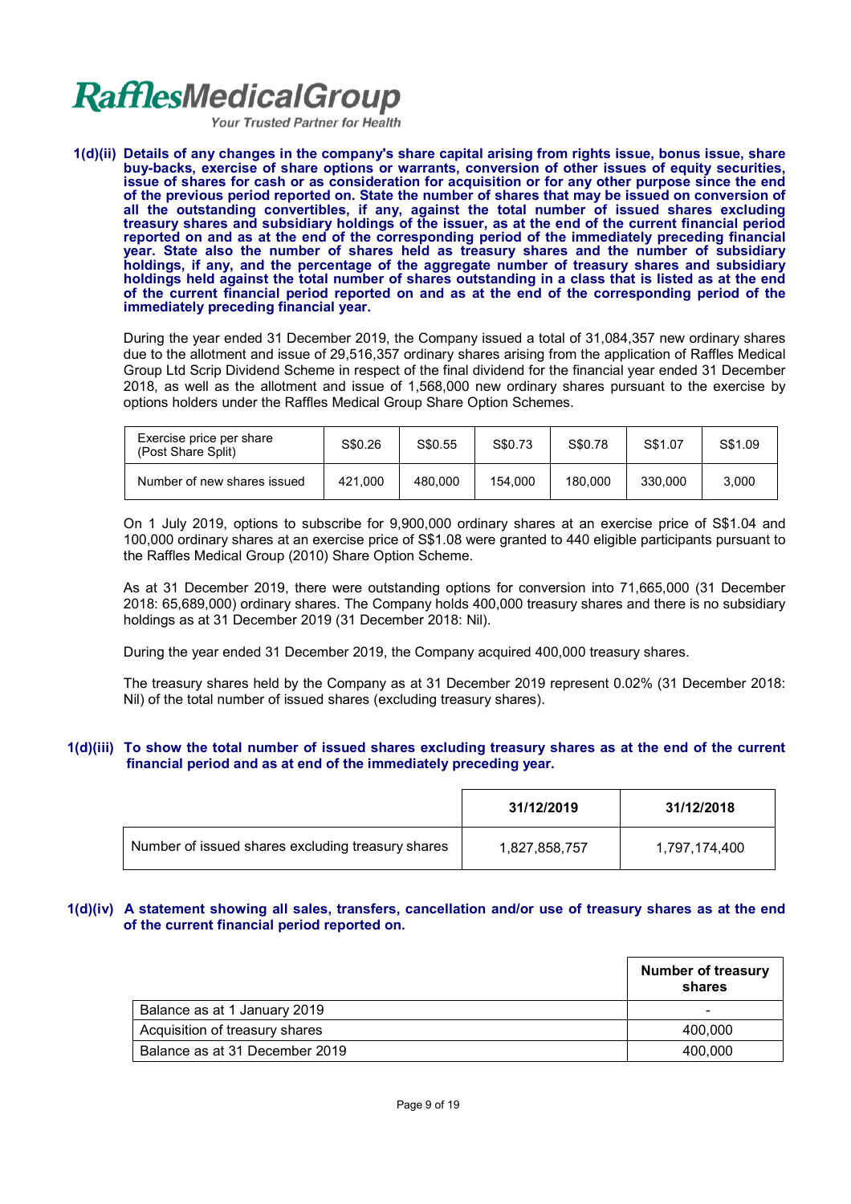**1(d)(ii) Details of any changes in the company's share capital arising from rights issue, bonus issue, share buy-backs, exercise of share options or warrants, conversion of other issues of equity securities, issue of shares for cash or as consideration for acquisition or for any other purpose since the end of the previous period reported on. State the number of shares that may be issued on conversion of all the outstanding convertibles, if any, against the total number of issued shares excluding treasury shares and subsidiary holdings of the issuer, as at the end of the current financial period reported on and as at the end of the corresponding period of the immediately preceding financial year. State also the number of shares held as treasury shares and the number of subsidiary holdings, if any, and the percentage of the aggregate number of treasury shares and subsidiary holdings held against the total number of shares outstanding in a class that is listed as at the end of the current financial period reported on and as at the end of the corresponding period of the immediately preceding financial year.**

During the year ended 31 December 2019, the Company issued a total of 31,084,357 new ordinary shares due to the allotment and issue of 29,516,357 ordinary shares arising from the application of Raffles Medical Group Ltd Scrip Dividend Scheme in respect of the final dividend for the financial year ended 31 December 2018, as well as the allotment and issue of 1,568,000 new ordinary shares pursuant to the exercise by options holders under the Raffles Medical Group Share Option Schemes.

| Exercise price per share (Post Share Split) | S$0.26 | S$0.55 | S$0.73 | S$0.78 | S$1.07 | S$1.09 |
|---|---|---|---|---|---|---|
| Number of new shares issued | 421,000 | 480,000 | 154,000 | 180,000 | 330,000 | 3,000 |

On 1 July 2019, options to subscribe for 9,900,000 ordinary shares at an exercise price of S$1.04 and 100,000 ordinary shares at an exercise price of S$1.08 were granted to 440 eligible participants pursuant to the Raffles Medical Group (2010) Share Option Scheme.

As at 31 December 2019, there were outstanding options for conversion into 71,665,000 (31 December 2018: 65,689,000) ordinary shares. The Company holds 400,000 treasury shares and there is no subsidiary holdings as at 31 December 2019 (31 December 2018: Nil).

During the year ended 31 December 2019, the Company acquired 400,000 treasury shares.

The treasury shares held by the Company as at 31 December 2019 represent 0.02% (31 December 2018: Nil) of the total number of issued shares (excluding treasury shares).

**1(d)(iii) To show the total number of issued shares excluding treasury shares as at the end of the current financial period and as at end of the immediately preceding year.**

| | 31/12/2019 | 31/12/2018 |
|---|---|---|
| Number of issued shares excluding treasury shares | 1,827,858,757 | 1,797,174,400 |

**1(d)(iv) A statement showing all sales, transfers, cancellation and/or use of treasury shares as at the end of the current financial period reported on.**

| | Number of treasury shares |
|---|---|
| Balance as at 1 January 2019 | - |
| Acquisition of treasury shares | 400,000 |
| Balance as at 31 December 2019 | 400,000 |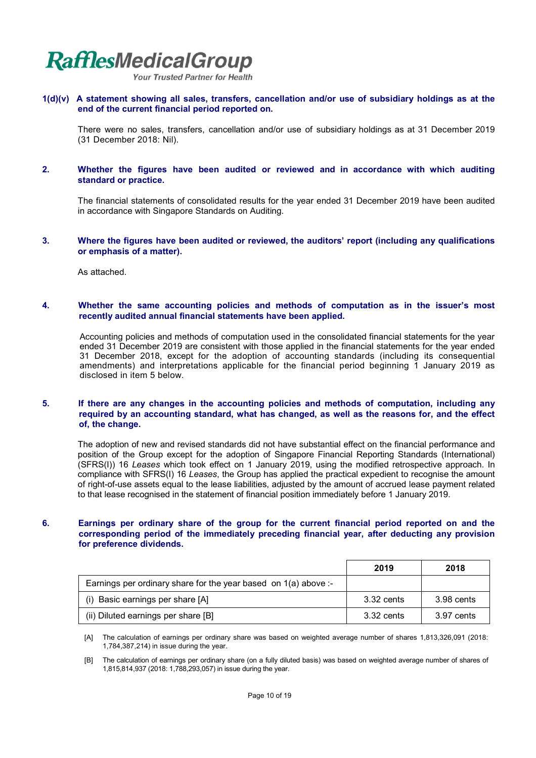**1(d)(v) A statement showing all sales, transfers, cancellation and/or use of subsidiary holdings as at the end of the current financial period reported on.**

There were no sales, transfers, cancellation and/or use of subsidiary holdings as at 31 December 2019 (31 December 2018: Nil).

**2. Whether the figures have been audited or reviewed and in accordance with which auditing standard or practice.**

The financial statements of consolidated results for the year ended 31 December 2019 have been audited in accordance with Singapore Standards on Auditing.

**3. Where the figures have been audited or reviewed, the auditors' report (including any qualifications or emphasis of a matter).**

As attached.

**4. Whether the same accounting policies and methods of computation as in the issuer's most recently audited annual financial statements have been applied.**

Accounting policies and methods of computation used in the consolidated financial statements for the year ended 31 December 2019 are consistent with those applied in the financial statements for the year ended 31 December 2018, except for the adoption of accounting standards (including its consequential amendments) and interpretations applicable for the financial period beginning 1 January 2019 as disclosed in item 5 below.

**5. If there are any changes in the accounting policies and methods of computation, including any required by an accounting standard, what has changed, as well as the reasons for, and the effect of, the change.**

The adoption of new and revised standards did not have substantial effect on the financial performance and position of the Group except for the adoption of Singapore Financial Reporting Standards (International) (SFRS(I)) 16 *Leases* which took effect on 1 January 2019, using the modified retrospective approach. In compliance with SFRS(I) 16 *Leases*, the Group has applied the practical expedient to recognise the amount of right-of-use assets equal to the lease liabilities, adjusted by the amount of accrued lease payment related to that lease recognised in the statement of financial position immediately before 1 January 2019.

**6. Earnings per ordinary share of the group for the current financial period reported on and the corresponding period of the immediately preceding financial year, after deducting any provision for preference dividends.**

| | 2019 | 2018 |
|---|---|---|
| Earnings per ordinary share for the year based on 1(a) above :- | | |
| (i) Basic earnings per share [A] | 3.32 cents | 3.98 cents |
| (ii) Diluted earnings per share [B] | 3.32 cents | 3.97 cents |

[A] The calculation of earnings per ordinary share was based on weighted average number of shares 1,813,326,091 (2018: 1,784,387,214) in issue during the year.

[B] The calculation of earnings per ordinary share (on a fully diluted basis) was based on weighted average number of shares of 1,815,814,937 (2018: 1,788,293,057) in issue during the year.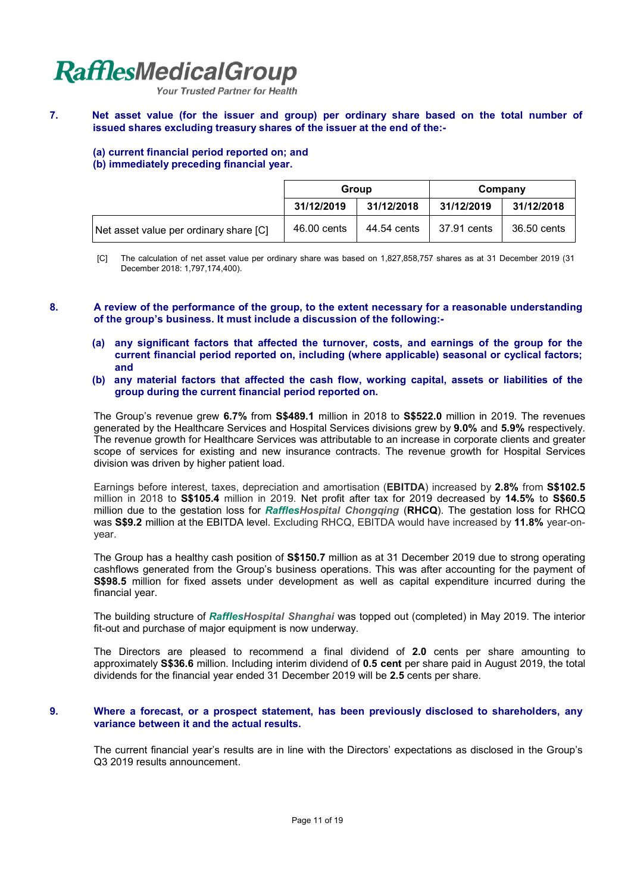**7. Net asset value (for the issuer and group) per ordinary share based on the total number of issued shares excluding treasury shares of the issuer at the end of the:-**

**(a) current financial period reported on; and**
**(b) immediately preceding financial year.**

| | Group | | Company | |
|---|---|---|---|---|
| | **31/12/2019** | **31/12/2018** | **31/12/2019** | **31/12/2018** |
| Net asset value per ordinary share [C] | 46.00 cents | 44.54 cents | 37.91 cents | 36.50 cents |

[C] The calculation of net asset value per ordinary share was based on 1,827,858,757 shares as at 31 December 2019 (31 December 2018: 1,797,174,400).

**8. A review of the performance of the group, to the extent necessary for a reasonable understanding of the group's business. It must include a discussion of the following:-**

**(a) any significant factors that affected the turnover, costs, and earnings of the group for the current financial period reported on, including (where applicable) seasonal or cyclical factors; and**

**(b) any material factors that affected the cash flow, working capital, assets or liabilities of the group during the current financial period reported on.**

The Group's revenue grew **6.7%** from **S$489.1** million in 2018 to **S$522.0** million in 2019. The revenues generated by the Healthcare Services and Hospital Services divisions grew by **9.0%** and **5.9%** respectively. The revenue growth for Healthcare Services was attributable to an increase in corporate clients and greater scope of services for existing and new insurance contracts. The revenue growth for Hospital Services division was driven by higher patient load.

Earnings before interest, taxes, depreciation and amortisation (**EBITDA**) increased by **2.8%** from **S$102.5** million in 2018 to **S$105.4** million in 2019. Net profit after tax for 2019 decreased by **14.5%** to **S$60.5** million due to the gestation loss for ***RafflesHospital Chongqing*** (**RHCQ**). The gestation loss for RHCQ was **S$9.2** million at the EBITDA level. Excluding RHCQ, EBITDA would have increased by **11.8%** year-on-year.

The Group has a healthy cash position of **S$150.7** million as at 31 December 2019 due to strong operating cashflows generated from the Group's business operations. This was after accounting for the payment of **S$98.5** million for fixed assets under development as well as capital expenditure incurred during the financial year.

The building structure of ***RafflesHospital Shanghai*** was topped out (completed) in May 2019. The interior fit-out and purchase of major equipment is now underway.

The Directors are pleased to recommend a final dividend of **2.0** cents per share amounting to approximately **S$36.6** million. Including interim dividend of **0.5 cent** per share paid in August 2019, the total dividends for the financial year ended 31 December 2019 will be **2.5** cents per share.

**9. Where a forecast, or a prospect statement, has been previously disclosed to shareholders, any variance between it and the actual results.**

The current financial year's results are in line with the Directors' expectations as disclosed in the Group's Q3 2019 results announcement.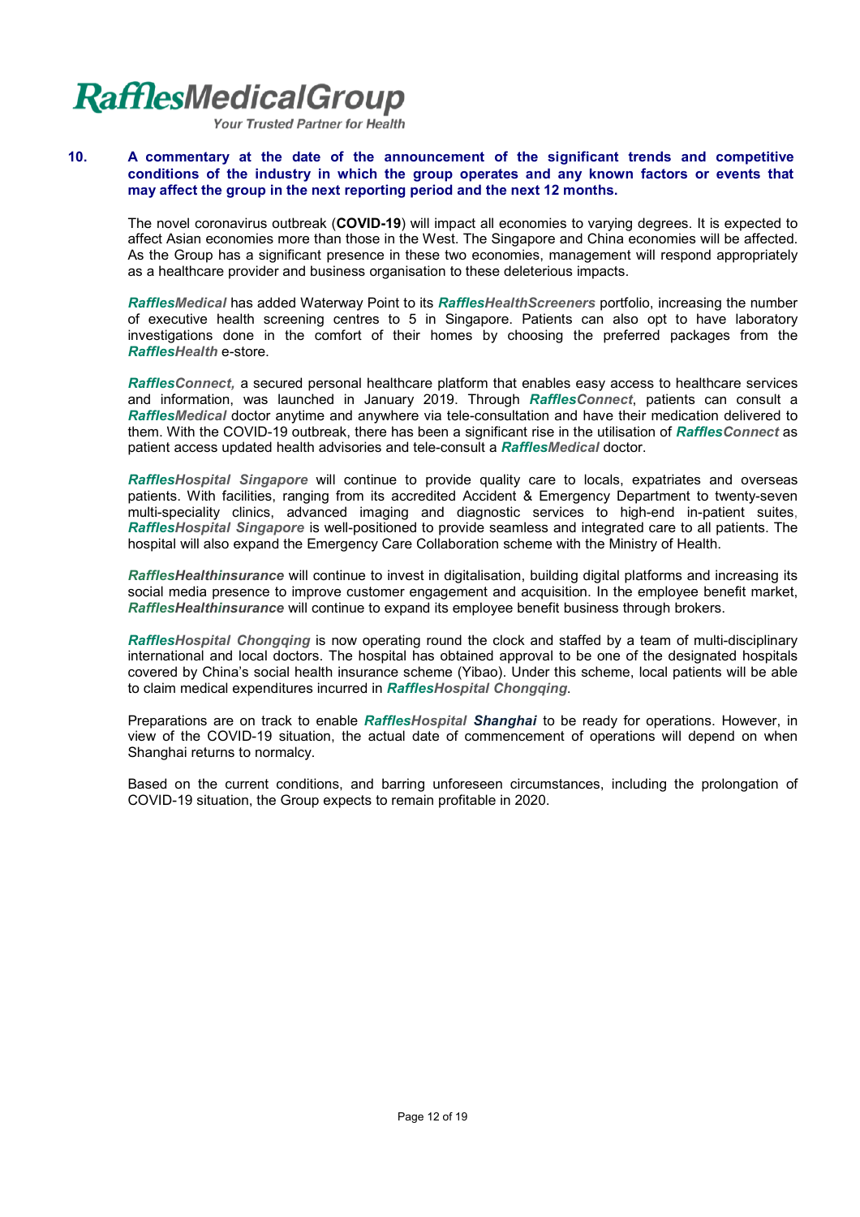**10. A commentary at the date of the announcement of the significant trends and competitive conditions of the industry in which the group operates and any known factors or events that may affect the group in the next reporting period and the next 12 months.**

The novel coronavirus outbreak (**COVID-19**) will impact all economies to varying degrees. It is expected to affect Asian economies more than those in the West. The Singapore and China economies will be affected. As the Group has a significant presence in these two economies, management will respond appropriately as a healthcare provider and business organisation to these deleterious impacts.

***RafflesMedical*** has added Waterway Point to its ***RafflesHealthScreeners*** portfolio, increasing the number of executive health screening centres to 5 in Singapore. Patients can also opt to have laboratory investigations done in the comfort of their homes by choosing the preferred packages from the ***RafflesHealth*** e-store.

***RafflesConnect,*** a secured personal healthcare platform that enables easy access to healthcare services and information, was launched in January 2019. Through ***RafflesConnect***, patients can consult a ***RafflesMedical*** doctor anytime and anywhere via tele-consultation and have their medication delivered to them. With the COVID-19 outbreak, there has been a significant rise in the utilisation of ***RafflesConnect*** as patient access updated health advisories and tele-consult a ***RafflesMedical*** doctor.

***RafflesHospital Singapore*** will continue to provide quality care to locals, expatriates and overseas patients. With facilities, ranging from its accredited Accident & Emergency Department to twenty-seven multi-speciality clinics, advanced imaging and diagnostic services to high-end in-patient suites, ***RafflesHospital Singapore*** is well-positioned to provide seamless and integrated care to all patients. The hospital will also expand the Emergency Care Collaboration scheme with the Ministry of Health.

***RafflesHealthinsurance*** will continue to invest in digitalisation, building digital platforms and increasing its social media presence to improve customer engagement and acquisition. In the employee benefit market, ***RafflesHealthinsurance*** will continue to expand its employee benefit business through brokers.

***RafflesHospital Chongqing*** is now operating round the clock and staffed by a team of multi-disciplinary international and local doctors. The hospital has obtained approval to be one of the designated hospitals covered by China's social health insurance scheme (Yibao). Under this scheme, local patients will be able to claim medical expenditures incurred in ***RafflesHospital Chongqing***.

Preparations are on track to enable ***RafflesHospital Shanghai*** to be ready for operations. However, in view of the COVID-19 situation, the actual date of commencement of operations will depend on when Shanghai returns to normalcy.

Based on the current conditions, and barring unforeseen circumstances, including the prolongation of COVID-19 situation, the Group expects to remain profitable in 2020.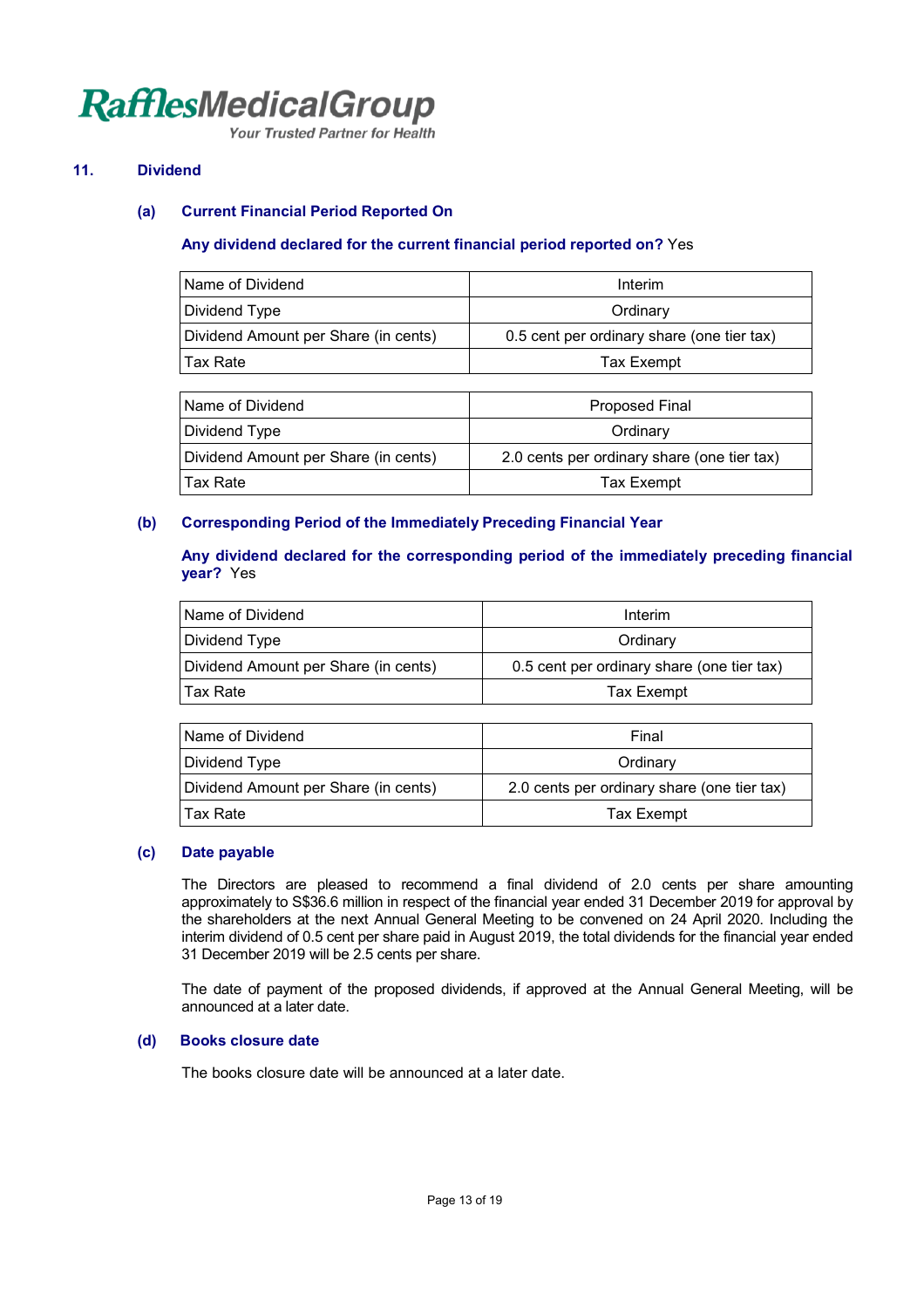## 11. Dividend

### (a) Current Financial Period Reported On

**Any dividend declared for the current financial period reported on?** Yes

| Name of Dividend | Interim |
|---|---|
| Dividend Type | Ordinary |
| Dividend Amount per Share (in cents) | 0.5 cent per ordinary share (one tier tax) |
| Tax Rate | Tax Exempt |

| Name of Dividend | Proposed Final |
|---|---|
| Dividend Type | Ordinary |
| Dividend Amount per Share (in cents) | 2.0 cents per ordinary share (one tier tax) |
| Tax Rate | Tax Exempt |

### (b) Corresponding Period of the Immediately Preceding Financial Year

**Any dividend declared for the corresponding period of the immediately preceding financial year?** Yes

| Name of Dividend | Interim |
|---|---|
| Dividend Type | Ordinary |
| Dividend Amount per Share (in cents) | 0.5 cent per ordinary share (one tier tax) |
| Tax Rate | Tax Exempt |

| Name of Dividend | Final |
|---|---|
| Dividend Type | Ordinary |
| Dividend Amount per Share (in cents) | 2.0 cents per ordinary share (one tier tax) |
| Tax Rate | Tax Exempt |

### (c) Date payable

The Directors are pleased to recommend a final dividend of 2.0 cents per share amounting approximately to S$36.6 million in respect of the financial year ended 31 December 2019 for approval by the shareholders at the next Annual General Meeting to be convened on 24 April 2020. Including the interim dividend of 0.5 cent per share paid in August 2019, the total dividends for the financial year ended 31 December 2019 will be 2.5 cents per share.

The date of payment of the proposed dividends, if approved at the Annual General Meeting, will be announced at a later date.

### (d) Books closure date

The books closure date will be announced at a later date.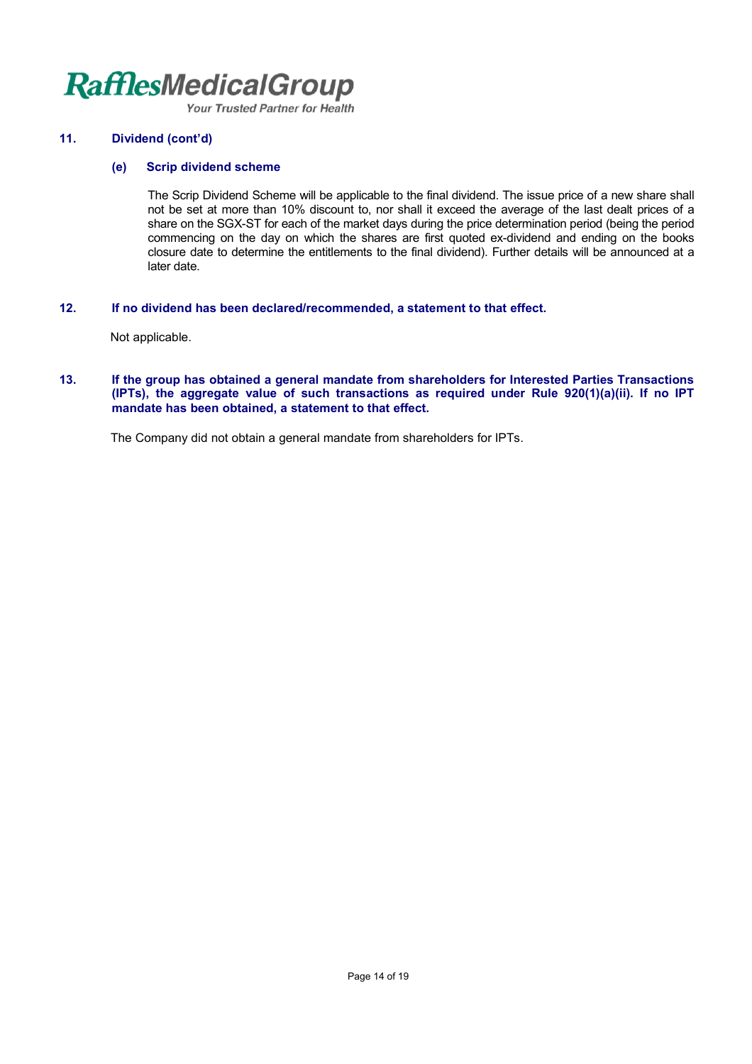## 11. Dividend (cont'd)

### (e) Scrip dividend scheme

The Scrip Dividend Scheme will be applicable to the final dividend. The issue price of a new share shall not be set at more than 10% discount to, nor shall it exceed the average of the last dealt prices of a share on the SGX-ST for each of the market days during the price determination period (being the period commencing on the day on which the shares are first quoted ex-dividend and ending on the books closure date to determine the entitlements to the final dividend). Further details will be announced at a later date.

## 12. If no dividend has been declared/recommended, a statement to that effect.

Not applicable.

## 13. If the group has obtained a general mandate from shareholders for Interested Parties Transactions (IPTs), the aggregate value of such transactions as required under Rule 920(1)(a)(ii). If no IPT mandate has been obtained, a statement to that effect.

The Company did not obtain a general mandate from shareholders for IPTs.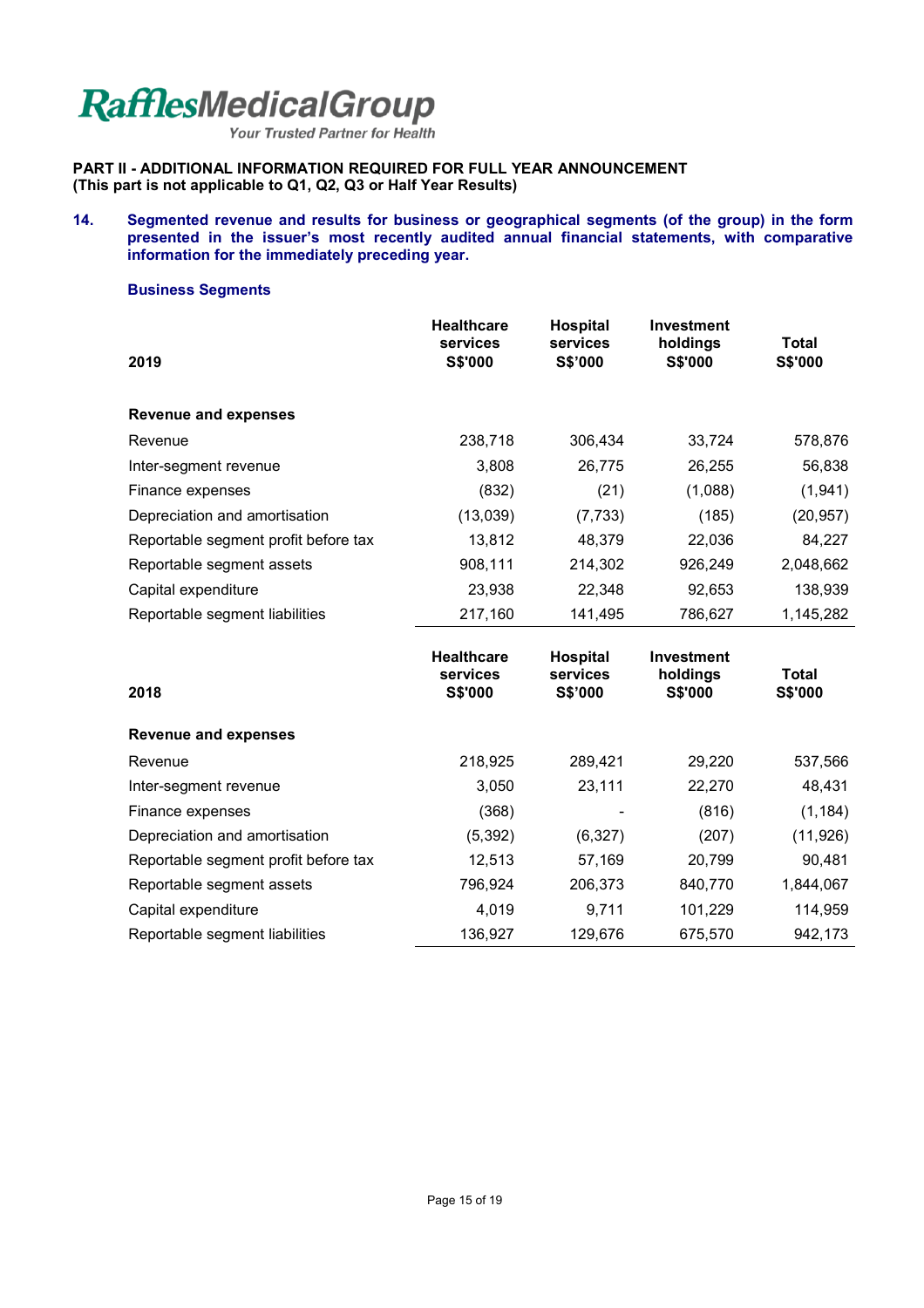**RafflesMedicalGroup**
*Your Trusted Partner for Health*

**PART II - ADDITIONAL INFORMATION REQUIRED FOR FULL YEAR ANNOUNCEMENT**
**(This part is not applicable to Q1, Q2, Q3 or Half Year Results)**

**14. Segmented revenue and results for business or geographical segments (of the group) in the form presented in the issuer's most recently audited annual financial statements, with comparative information for the immediately preceding year.**

**Business Segments**

| 2019 | Healthcare services S$'000 | Hospital services S$'000 | Investment holdings S$'000 | Total S$'000 |
|---|---|---|---|---|
| **Revenue and expenses** | | | | |
| Revenue | 238,718 | 306,434 | 33,724 | 578,876 |
| Inter-segment revenue | 3,808 | 26,775 | 26,255 | 56,838 |
| Finance expenses | (832) | (21) | (1,088) | (1,941) |
| Depreciation and amortisation | (13,039) | (7,733) | (185) | (20,957) |
| Reportable segment profit before tax | 13,812 | 48,379 | 22,036 | 84,227 |
| Reportable segment assets | 908,111 | 214,302 | 926,249 | 2,048,662 |
| Capital expenditure | 23,938 | 22,348 | 92,653 | 138,939 |
| Reportable segment liabilities | 217,160 | 141,495 | 786,627 | 1,145,282 |

| 2018 | Healthcare services S$'000 | Hospital services S$'000 | Investment holdings S$'000 | Total S$'000 |
|---|---|---|---|---|
| **Revenue and expenses** | | | | |
| Revenue | 218,925 | 289,421 | 29,220 | 537,566 |
| Inter-segment revenue | 3,050 | 23,111 | 22,270 | 48,431 |
| Finance expenses | (368) | - | (816) | (1,184) |
| Depreciation and amortisation | (5,392) | (6,327) | (207) | (11,926) |
| Reportable segment profit before tax | 12,513 | 57,169 | 20,799 | 90,481 |
| Reportable segment assets | 796,924 | 206,373 | 840,770 | 1,844,067 |
| Capital expenditure | 4,019 | 9,711 | 101,229 | 114,959 |
| Reportable segment liabilities | 136,927 | 129,676 | 675,570 | 942,173 |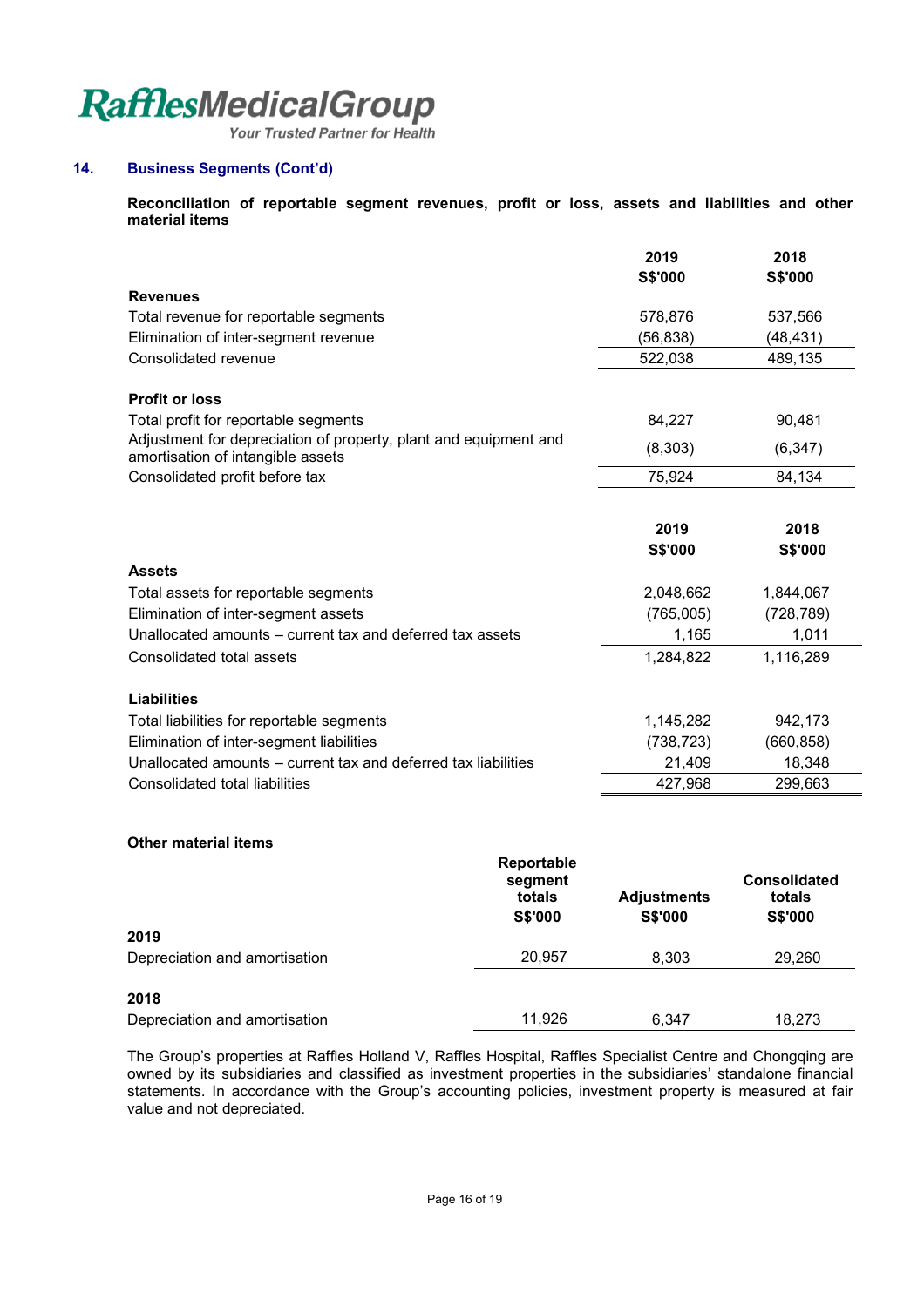## 14. Business Segments (Cont'd)

**Reconciliation of reportable segment revenues, profit or loss, assets and liabilities and other material items**

| | 2019<br>S$'000 | 2018<br>S$'000 |
|---|---|---|
| **Revenues** | | |
| Total revenue for reportable segments | 578,876 | 537,566 |
| Elimination of inter-segment revenue | (56,838) | (48,431) |
| Consolidated revenue | 522,038 | 489,135 |
| | | |
| **Profit or loss** | | |
| Total profit for reportable segments | 84,227 | 90,481 |
| Adjustment for depreciation of property, plant and equipment and amortisation of intangible assets | (8,303) | (6,347) |
| Consolidated profit before tax | 75,924 | 84,134 |

| | 2019<br>S$'000 | 2018<br>S$'000 |
|---|---|---|
| **Assets** | | |
| Total assets for reportable segments | 2,048,662 | 1,844,067 |
| Elimination of inter-segment assets | (765,005) | (728,789) |
| Unallocated amounts – current tax and deferred tax assets | 1,165 | 1,011 |
| Consolidated total assets | 1,284,822 | 1,116,289 |
| | | |
| **Liabilities** | | |
| Total liabilities for reportable segments | 1,145,282 | 942,173 |
| Elimination of inter-segment liabilities | (738,723) | (660,858) |
| Unallocated amounts – current tax and deferred tax liabilities | 21,409 | 18,348 |
| Consolidated total liabilities | 427,968 | 299,663 |

**Other material items**

| | Reportable segment totals<br>S$'000 | Adjustments<br>S$'000 | Consolidated totals<br>S$'000 |
|---|---|---|---|
| **2019** | | | |
| Depreciation and amortisation | 20,957 | 8,303 | 29,260 |
| | | | |
| **2018** | | | |
| Depreciation and amortisation | 11,926 | 6,347 | 18,273 |

The Group's properties at Raffles Holland V, Raffles Hospital, Raffles Specialist Centre and Chongqing are owned by its subsidiaries and classified as investment properties in the subsidiaries' standalone financial statements. In accordance with the Group's accounting policies, investment property is measured at fair value and not depreciated.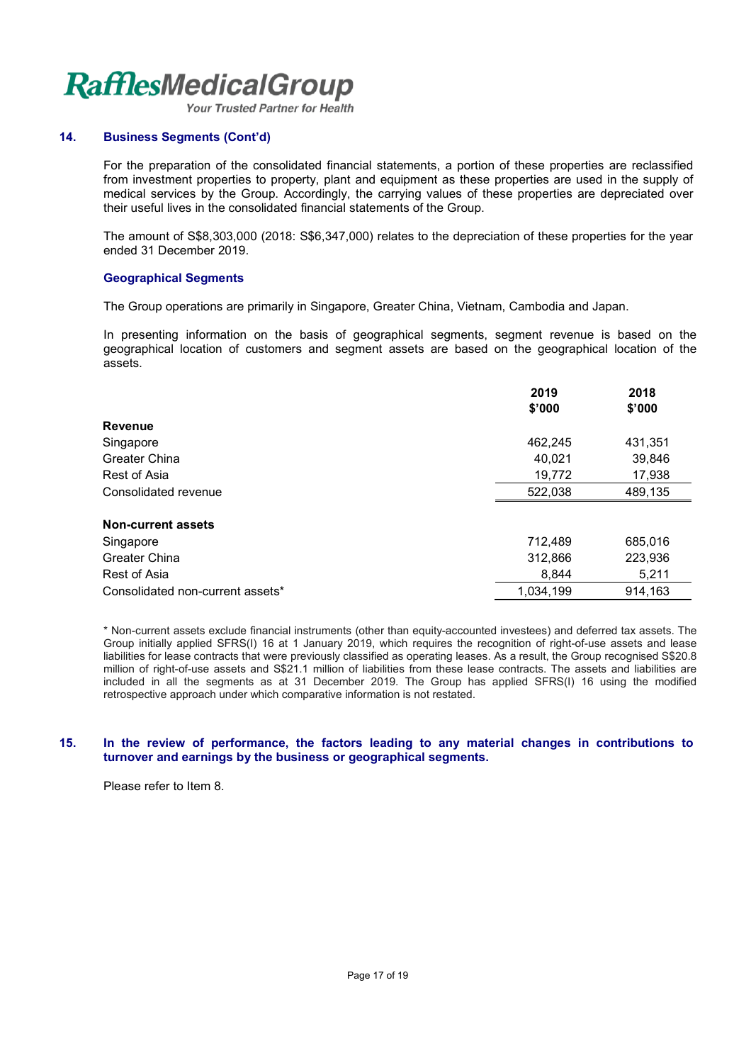### 14. Business Segments (Cont'd)

For the preparation of the consolidated financial statements, a portion of these properties are reclassified from investment properties to property, plant and equipment as these properties are used in the supply of medical services by the Group. Accordingly, the carrying values of these properties are depreciated over their useful lives in the consolidated financial statements of the Group.

The amount of S$8,303,000 (2018: S$6,347,000) relates to the depreciation of these properties for the year ended 31 December 2019.

#### Geographical Segments

The Group operations are primarily in Singapore, Greater China, Vietnam, Cambodia and Japan.

In presenting information on the basis of geographical segments, segment revenue is based on the geographical location of customers and segment assets are based on the geographical location of the assets.

| | 2019<br>$'000 | 2018<br>$'000 |
|---|---|---|
| **Revenue** | | |
| Singapore | 462,245 | 431,351 |
| Greater China | 40,021 | 39,846 |
| Rest of Asia | 19,772 | 17,938 |
| Consolidated revenue | 522,038 | 489,135 |
| | | |
| **Non-current assets** | | |
| Singapore | 712,489 | 685,016 |
| Greater China | 312,866 | 223,936 |
| Rest of Asia | 8,844 | 5,211 |
| Consolidated non-current assets* | 1,034,199 | 914,163 |

\* Non-current assets exclude financial instruments (other than equity-accounted investees) and deferred tax assets. The Group initially applied SFRS(I) 16 at 1 January 2019, which requires the recognition of right-of-use assets and lease liabilities for lease contracts that were previously classified as operating leases. As a result, the Group recognised S$20.8 million of right-of-use assets and S$21.1 million of liabilities from these lease contracts. The assets and liabilities are included in all the segments as at 31 December 2019. The Group has applied SFRS(I) 16 using the modified retrospective approach under which comparative information is not restated.

### 15. In the review of performance, the factors leading to any material changes in contributions to turnover and earnings by the business or geographical segments.

Please refer to Item 8.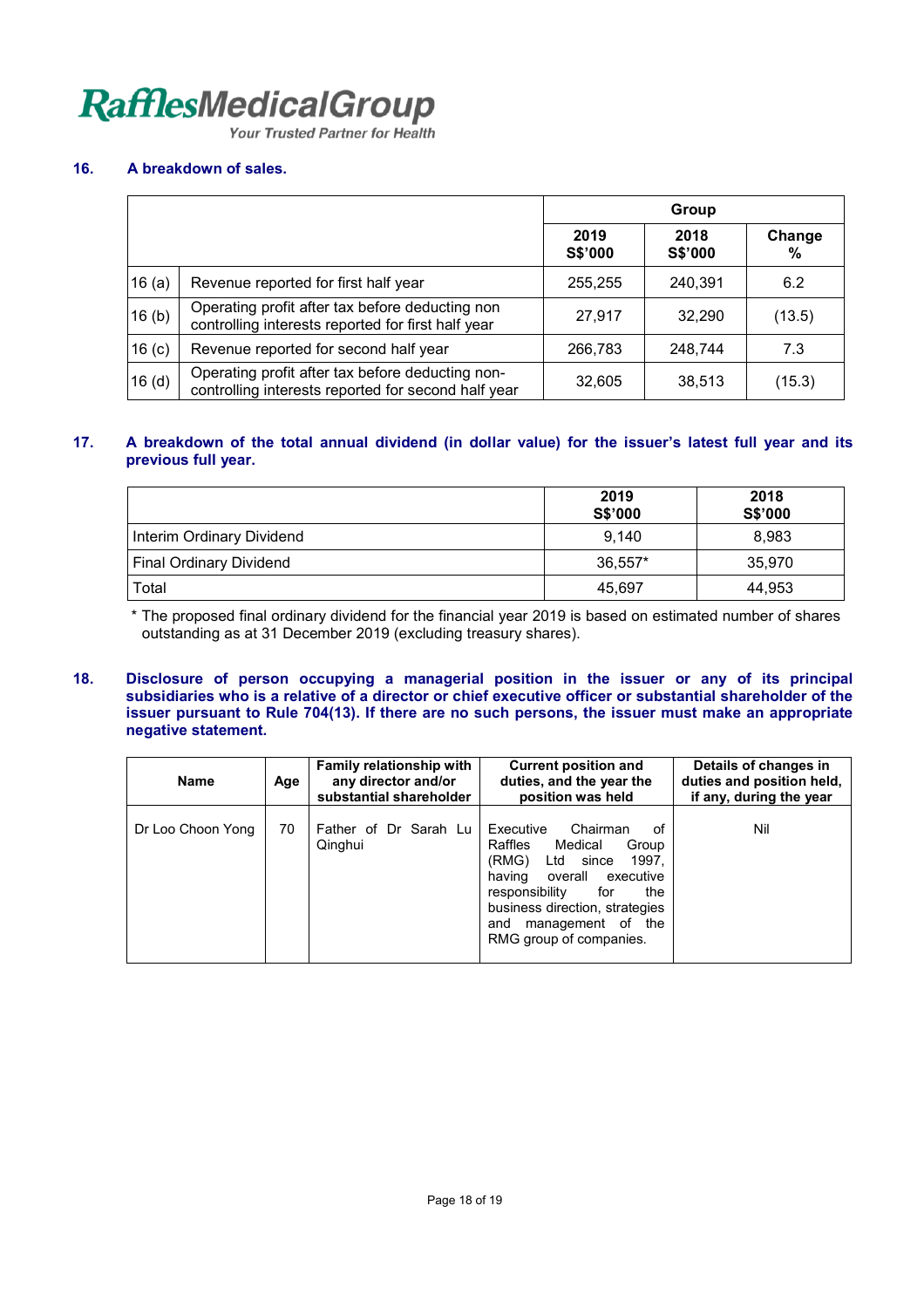## 16. A breakdown of sales.

| | | Group | | |
|---|---|---|---|---|
| | | 2019 S$'000 | 2018 S$'000 | Change % |
| 16 (a) | Revenue reported for first half year | 255,255 | 240,391 | 6.2 |
| 16 (b) | Operating profit after tax before deducting non controlling interests reported for first half year | 27,917 | 32,290 | (13.5) |
| 16 (c) | Revenue reported for second half year | 266,783 | 248,744 | 7.3 |
| 16 (d) | Operating profit after tax before deducting non-controlling interests reported for second half year | 32,605 | 38,513 | (15.3) |

## 17. A breakdown of the total annual dividend (in dollar value) for the issuer's latest full year and its previous full year.

| | 2019 S$'000 | 2018 S$'000 |
|---|---|---|
| Interim Ordinary Dividend | 9,140 | 8,983 |
| Final Ordinary Dividend | 36,557* | 35,970 |
| Total | 45,697 | 44,953 |

\* The proposed final ordinary dividend for the financial year 2019 is based on estimated number of shares outstanding as at 31 December 2019 (excluding treasury shares).

## 18. Disclosure of person occupying a managerial position in the issuer or any of its principal subsidiaries who is a relative of a director or chief executive officer or substantial shareholder of the issuer pursuant to Rule 704(13). If there are no such persons, the issuer must make an appropriate negative statement.

| Name | Age | Family relationship with any director and/or substantial shareholder | Current position and duties, and the year the position was held | Details of changes in duties and position held, if any, during the year |
|---|---|---|---|---|
| Dr Loo Choon Yong | 70 | Father of Dr Sarah Lu Qinghui | Executive Chairman of Raffles Medical Group (RMG) Ltd since 1997, having overall executive responsibility for the business direction, strategies and management of the RMG group of companies. | Nil |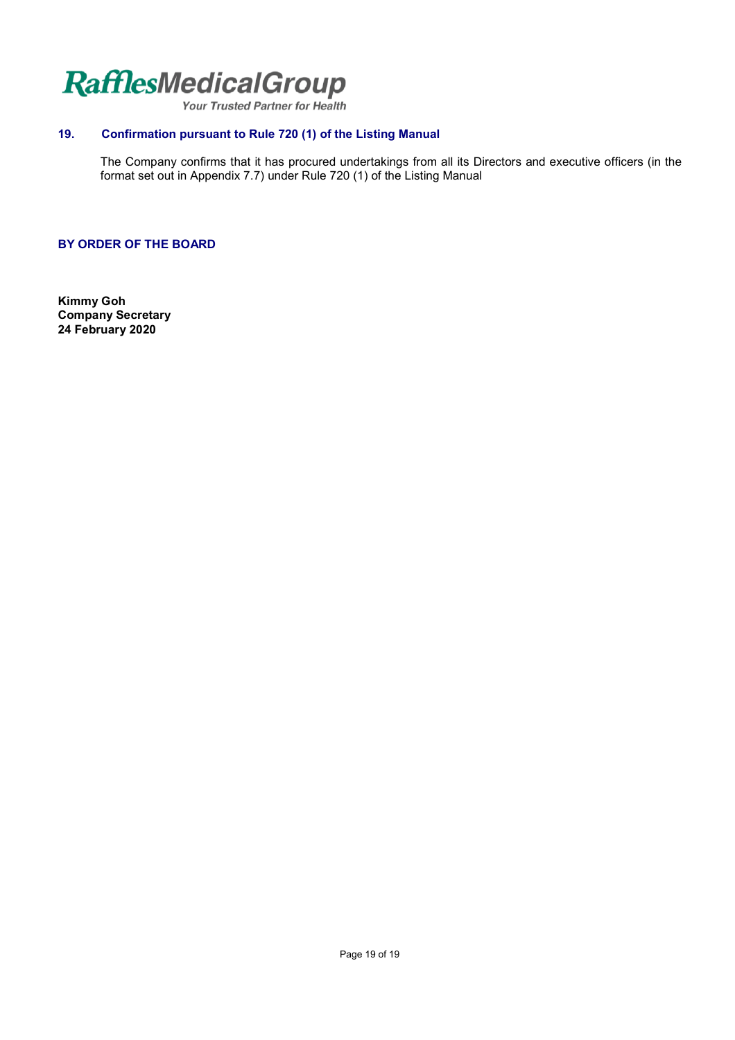## 19. Confirmation pursuant to Rule 720 (1) of the Listing Manual

The Company confirms that it has procured undertakings from all its Directors and executive officers (in the format set out in Appendix 7.7) under Rule 720 (1) of the Listing Manual

**BY ORDER OF THE BOARD**

**Kimmy Goh**
**Company Secretary**
**24 February 2020**